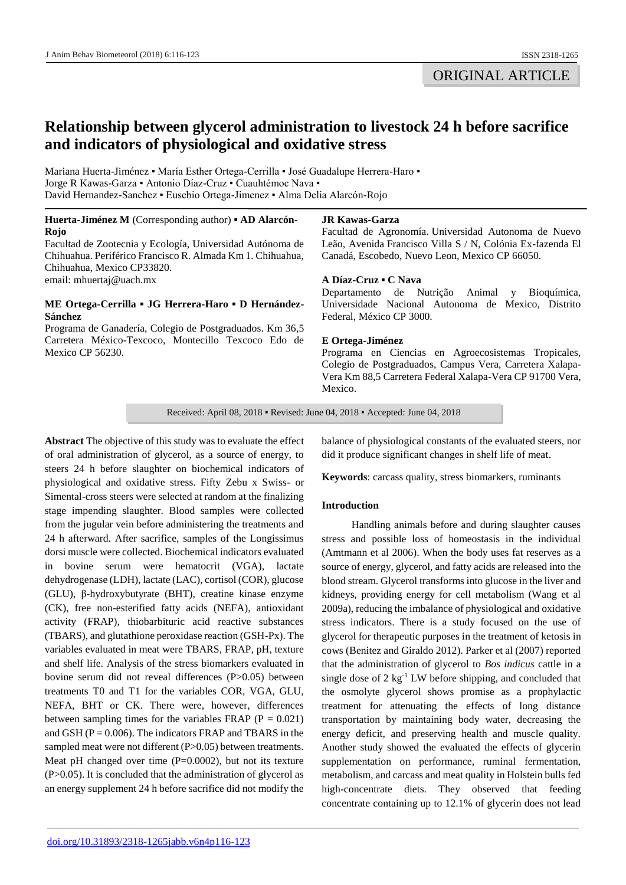ORIGINAL ARTICLE

# Relationship between glycerol administration to livestock 24 h before sacrifice and indicators of physiological and oxidative stress

Mariana Huerta-Jiménez ▪ María Esther Ortega-Cerrilla ▪ José Guadalupe Herrera-Haro ▪ Jorge R Kawas-Garza ▪ Antonio Díaz-Cruz ▪ Cuauhtémoc Nava ▪ David Hernandez-Sanchez ▪ Eusebio Ortega-Jimenez ▪ Alma Delia Alarcón-Rojo

**Huerta-Jiménez M** (Corresponding author) ▪ **AD Alarcón-Rojo**
Facultad de Zootecnia y Ecología, Universidad Autónoma de Chihuahua. Periférico Francisco R. Almada Km 1. Chihuahua, Chihuahua, Mexico CP33820.
email: mhuertaj@uach.mx

**ME Ortega-Cerrilla ▪ JG Herrera-Haro ▪ D Hernández-Sánchez**
Programa de Ganadería, Colegio de Postgraduados. Km 36,5 Carretera México-Texcoco, Montecillo Texcoco Edo de Mexico CP 56230.

**JR Kawas-Garza**
Facultad de Agronomía. Universidad Autonoma de Nuevo Leão, Avenida Francisco Villa S / N, Colónia Ex-fazenda El Canadá, Escobedo, Nuevo Leon, Mexico CP 66050.

**A Díaz-Cruz ▪ C Nava**
Departamento de Nutrição Animal y Bioquímica, Universidade Nacional Autonoma de Mexico, Distrito Federal, México CP 3000.

**E Ortega-Jiménez**
Programa en Ciencias en Agroecosistemas Tropicales, Colegio de Postgraduados, Campus Vera, Carretera Xalapa-Vera Km 88,5 Carretera Federal Xalapa-Vera CP 91700 Vera, Mexico.

Received: April 08, 2018 ▪ Revised: June 04, 2018 ▪ Accepted: June 04, 2018

**Abstract** The objective of this study was to evaluate the effect of oral administration of glycerol, as a source of energy, to steers 24 h before slaughter on biochemical indicators of physiological and oxidative stress. Fifty Zebu x Swiss- or Simental-cross steers were selected at random at the finalizing stage impending slaughter. Blood samples were collected from the jugular vein before administering the treatments and 24 h afterward. After sacrifice, samples of the Longissimus dorsi muscle were collected. Biochemical indicators evaluated in bovine serum were hematocrit (VGA), lactate dehydrogenase (LDH), lactate (LAC), cortisol (COR), glucose (GLU), β-hydroxybutyrate (BHT), creatine kinase enzyme (CK), free non-esterified fatty acids (NEFA), antioxidant activity (FRAP), thiobarbituric acid reactive substances (TBARS), and glutathione peroxidase reaction (GSH-Px). The variables evaluated in meat were TBARS, FRAP, pH, texture and shelf life. Analysis of the stress biomarkers evaluated in bovine serum did not reveal differences ($P>0.05$) between treatments T0 and T1 for the variables COR, VGA, GLU, NEFA, BHT or CK. There were, however, differences between sampling times for the variables FRAP ($P = 0.021$) and GSH ($P = 0.006$). The indicators FRAP and TBARS in the sampled meat were not different ($P>0.05$) between treatments. Meat pH changed over time ($P=0.0002$), but not its texture ($P>0.05$). It is concluded that the administration of glycerol as an energy supplement 24 h before sacrifice did not modify the balance of physiological constants of the evaluated steers, nor did it produce significant changes in shelf life of meat.

**Keywords**: carcass quality, stress biomarkers, ruminants

## Introduction

Handling animals before and during slaughter causes stress and possible loss of homeostasis in the individual (Amtmann et al 2006). When the body uses fat reserves as a source of energy, glycerol, and fatty acids are released into the blood stream. Glycerol transforms into glucose in the liver and kidneys, providing energy for cell metabolism (Wang et al 2009a), reducing the imbalance of physiological and oxidative stress indicators. There is a study focused on the use of glycerol for therapeutic purposes in the treatment of ketosis in cows (Benitez and Giraldo 2012). Parker et al (2007) reported that the administration of glycerol to *Bos indicus* cattle in a single dose of 2 kg$^{-1}$ LW before shipping, and concluded that the osmolyte glycerol shows promise as a prophylactic treatment for attenuating the effects of long distance transportation by maintaining body water, decreasing the energy deficit, and preserving health and muscle quality. Another study showed the evaluated the effects of glycerin supplementation on performance, ruminal fermentation, metabolism, and carcass and meat quality in Holstein bulls fed high-concentrate diets. They observed that feeding concentrate containing up to 12.1% of glycerin does not lead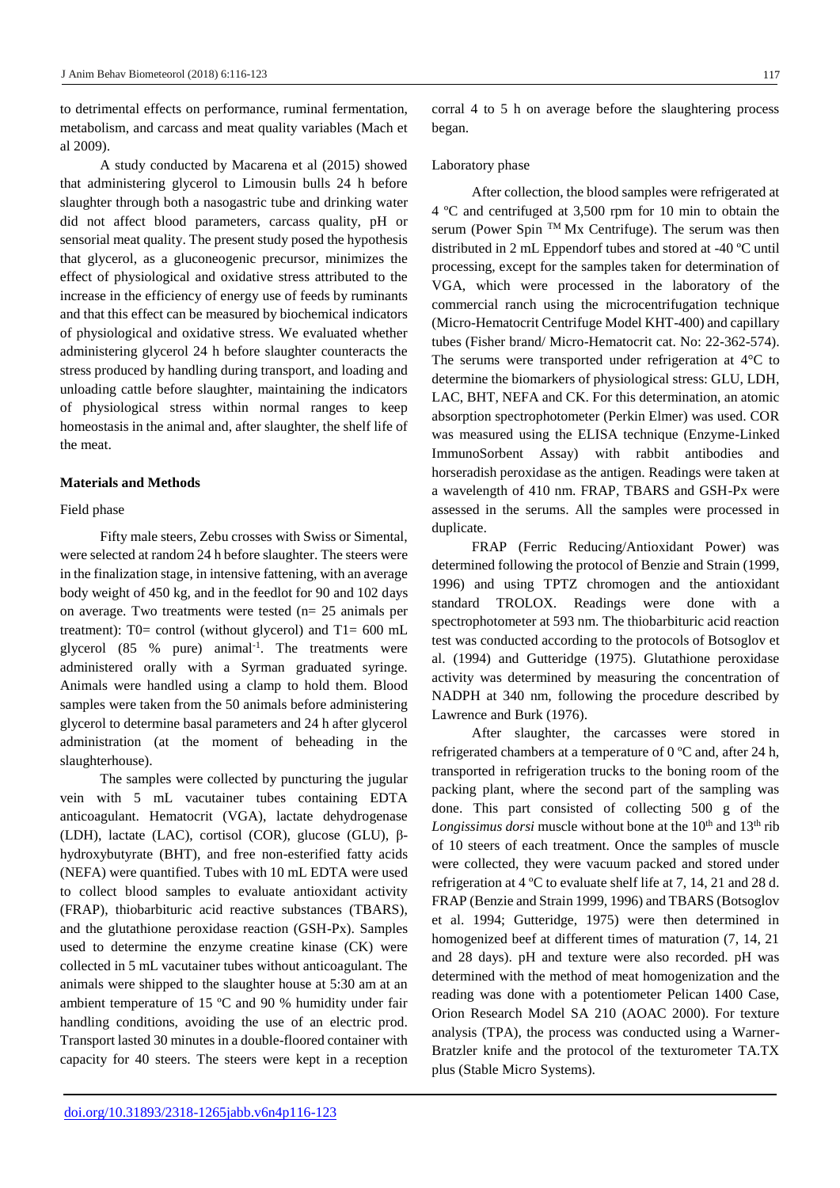to detrimental effects on performance, ruminal fermentation, metabolism, and carcass and meat quality variables (Mach et al 2009).

A study conducted by Macarena et al (2015) showed that administering glycerol to Limousin bulls 24 h before slaughter through both a nasogastric tube and drinking water did not affect blood parameters, carcass quality, pH or sensorial meat quality. The present study posed the hypothesis that glycerol, as a gluconeogenic precursor, minimizes the effect of physiological and oxidative stress attributed to the increase in the efficiency of energy use of feeds by ruminants and that this effect can be measured by biochemical indicators of physiological and oxidative stress. We evaluated whether administering glycerol 24 h before slaughter counteracts the stress produced by handling during transport, and loading and unloading cattle before slaughter, maintaining the indicators of physiological stress within normal ranges to keep homeostasis in the animal and, after slaughter, the shelf life of the meat.

## Materials and Methods

### Field phase

Fifty male steers, Zebu crosses with Swiss or Simental, were selected at random 24 h before slaughter. The steers were in the finalization stage, in intensive fattening, with an average body weight of 450 kg, and in the feedlot for 90 and 102 days on average. Two treatments were tested (n= 25 animals per treatment): T0= control (without glycerol) and T1= 600 mL glycerol (85 % pure) animal$^{-1}$. The treatments were administered orally with a Syrman graduated syringe. Animals were handled using a clamp to hold them. Blood samples were taken from the 50 animals before administering glycerol to determine basal parameters and 24 h after glycerol administration (at the moment of beheading in the slaughterhouse).

The samples were collected by puncturing the jugular vein with 5 mL vacutainer tubes containing EDTA anticoagulant. Hematocrit (VGA), lactate dehydrogenase (LDH), lactate (LAC), cortisol (COR), glucose (GLU), β-hydroxybutyrate (BHT), and free non-esterified fatty acids (NEFA) were quantified. Tubes with 10 mL EDTA were used to collect blood samples to evaluate antioxidant activity (FRAP), thiobarbituric acid reactive substances (TBARS), and the glutathione peroxidase reaction (GSH-Px). Samples used to determine the enzyme creatine kinase (CK) were collected in 5 mL vacutainer tubes without anticoagulant. The animals were shipped to the slaughter house at 5:30 am at an ambient temperature of 15 ºC and 90 % humidity under fair handling conditions, avoiding the use of an electric prod. Transport lasted 30 minutes in a double-floored container with capacity for 40 steers. The steers were kept in a reception corral 4 to 5 h on average before the slaughtering process began.

### Laboratory phase

After collection, the blood samples were refrigerated at 4 ºC and centrifuged at 3,500 rpm for 10 min to obtain the serum (Power Spin TM Mx Centrifuge). The serum was then distributed in 2 mL Eppendorf tubes and stored at -40 ºC until processing, except for the samples taken for determination of VGA, which were processed in the laboratory of the commercial ranch using the microcentrifugation technique (Micro-Hematocrit Centrifuge Model KHT-400) and capillary tubes (Fisher brand/ Micro-Hematocrit cat. No: 22-362-574). The serums were transported under refrigeration at 4°C to determine the biomarkers of physiological stress: GLU, LDH, LAC, BHT, NEFA and CK. For this determination, an atomic absorption spectrophotometer (Perkin Elmer) was used. COR was measured using the ELISA technique (Enzyme-Linked ImmunoSorbent Assay) with rabbit antibodies and horseradish peroxidase as the antigen. Readings were taken at a wavelength of 410 nm. FRAP, TBARS and GSH-Px were assessed in the serums. All the samples were processed in duplicate.

FRAP (Ferric Reducing/Antioxidant Power) was determined following the protocol of Benzie and Strain (1999, 1996) and using TPTZ chromogen and the antioxidant standard TROLOX. Readings were done with a spectrophotometer at 593 nm. The thiobarbituric acid reaction test was conducted according to the protocols of Botsoglov et al. (1994) and Gutteridge (1975). Glutathione peroxidase activity was determined by measuring the concentration of NADPH at 340 nm, following the procedure described by Lawrence and Burk (1976).

After slaughter, the carcasses were stored in refrigerated chambers at a temperature of 0 ºC and, after 24 h, transported in refrigeration trucks to the boning room of the packing plant, where the second part of the sampling was done. This part consisted of collecting 500 g of the *Longissimus dorsi* muscle without bone at the 10$^{th}$ and 13$^{th}$ rib of 10 steers of each treatment. Once the samples of muscle were collected, they were vacuum packed and stored under refrigeration at 4 ºC to evaluate shelf life at 7, 14, 21 and 28 d. FRAP (Benzie and Strain 1999, 1996) and TBARS (Botsoglov et al. 1994; Gutteridge, 1975) were then determined in homogenized beef at different times of maturation (7, 14, 21 and 28 days). pH and texture were also recorded. pH was determined with the method of meat homogenization and the reading was done with a potentiometer Pelican 1400 Case, Orion Research Model SA 210 (AOAC 2000). For texture analysis (TPA), the process was conducted using a Warner-Bratzler knife and the protocol of the texturometer TA.TX plus (Stable Micro Systems).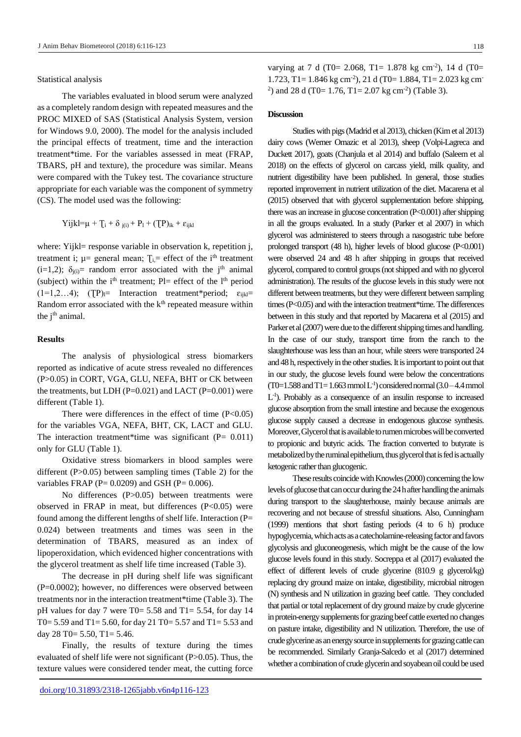Statistical analysis

The variables evaluated in blood serum were analyzed as a completely random design with repeated measures and the PROC MIXED of SAS (Statistical Analysis System, version for Windows 9.0, 2000). The model for the analysis included the principal effects of treatment, time and the interaction treatment*time. For the variables assessed in meat (FRAP, TBARS, pH and texture), the procedure was similar. Means were compared with the Tukey test. The covariance structure appropriate for each variable was the component of symmetry (CS). The model used was the following:

$$Yijkl = \mu + T_i + \delta_{j(i)} + P_l + (TP)_{ik} + \varepsilon_{ijkl}$$

where: Yijkl= response variable in observation k, repetition j, treatment i; μ= general mean; $T_i$= effect of the i[th] treatment (i=1,2); $\delta_{j(i)}$= random error associated with the j[th] animal (subject) within the i[th] treatment; Pl= effect of the l[th] period (1=1,2…4); $(TP)_l$= Interaction treatment*period; $\varepsilon_{ijkl}$= Random error associated with the k[th] repeated measure within the j[th] animal.

## Results

The analysis of physiological stress biomarkers reported as indicative of acute stress revealed no differences (P>0.05) in CORT, VGA, GLU, NEFA, BHT or CK between the treatments, but LDH (P=0.021) and LACT (P=0.001) were different (Table 1).

There were differences in the effect of time (P<0.05) for the variables VGA, NEFA, BHT, CK, LACT and GLU. The interaction treatment*time was significant (P= 0.011) only for GLU (Table 1).

Oxidative stress biomarkers in blood samples were different (P>0.05) between sampling times (Table 2) for the variables FRAP (P= 0.0209) and GSH (P= 0.006).

No differences (P>0.05) between treatments were observed in FRAP in meat, but differences (P<0.05) were found among the different lengths of shelf life. Interaction (P= 0.024) between treatments and times was seen in the determination of TBARS, measured as an index of lipoperoxidation, which evidenced higher concentrations with the glycerol treatment as shelf life time increased (Table 3).

The decrease in pH during shelf life was significant (P=0.0002); however, no differences were observed between treatments nor in the interaction treatment*time (Table 3). The pH values for day 7 were T0= 5.58 and T1= 5.54, for day 14 T0= 5.59 and T1= 5.60, for day 21 T0= 5.57 and T1= 5.53 and day 28 T0= 5.50, T1= 5.46.

Finally, the results of texture during the times evaluated of shelf life were not significant (P>0.05). Thus, the texture values were considered tender meat, the cutting force varying at 7 d (T0= 2.068, T1= 1.878 kg $cm^{-2}$), 14 d (T0= 1.723, T1= 1.846 kg $cm^{-2}$), 21 d (T0= 1.884, T1= 2.023 kg $cm^{-2}$) and 28 d (T0= 1.76, T1= 2.07 kg $cm^{-2}$) (Table 3).

## Discussion

Studies with pigs (Madrid et al 2013), chicken (Kim et al 2013) dairy cows (Werner Omazic et al 2013), sheep (Volpi-Lagreca and Duckett 2017), goats (Chanjula et al 2014) and buffalo (Saleem et al 2018) on the effects of glycerol on carcass yield, milk quality, and nutrient digestibility have been published. In general, those studies reported improvement in nutrient utilization of the diet. Macarena et al (2015) observed that with glycerol supplementation before shipping, there was an increase in glucose concentration (P<0.001) after shipping in all the groups evaluated. In a study (Parker et al 2007) in which glycerol was administered to steers through a nasogastric tube before prolonged transport (48 h), higher levels of blood glucose (P<0.001) were observed 24 and 48 h after shipping in groups that received glycerol, compared to control groups (not shipped and with no glycerol administration). The results of the glucose levels in this study were not different between treatments, but they were different between sampling times (P<0.05) and with the interaction treatment*time. The differences between in this study and that reported by Macarena et al (2015) and Parker et al (2007) were due to the different shipping times and handling. In the case of our study, transport time from the ranch to the slaughterhouse was less than an hour, while steers were transported 24 and 48 h, respectively in the other studies. It is important to point out that in our study, the glucose levels found were below the concentrations (T0=1.588 and T1= 1.663 mmol $L^{-1}$) considered normal (3.0 – 4.4 mmol $L^{-1}$). Probably as a consequence of an insulin response to increased glucose absorption from the small intestine and because the exogenous glucose supply caused a decrease in endogenous glucose synthesis. Moreover, Glycerol that is available to rumen microbes will be converted to propionic and butyric acids. The fraction converted to butyrate is metabolized by the ruminal epithelium, thus glycerol that is fed is actually ketogenic rather than glucogenic.

These results coincide with Knowles (2000) concerning the low levels of glucose that can occur during the 24 h after handling the animals during transport to the slaughterhouse, mainly because animals are recovering and not because of stressful situations. Also, Cunningham (1999) mentions that short fasting periods (4 to 6 h) produce hypoglycemia, which acts as a catecholamine-releasing factor and favors glycolysis and gluconeogenesis, which might be the cause of the low glucose levels found in this study. Socreppa et al (2017) evaluated the effect of different levels of crude glycerine (810.9 g glycerol/kg) replacing dry ground maize on intake, digestibility, microbial nitrogen (N) synthesis and N utilization in grazing beef cattle. They concluded that partial or total replacement of dry ground maize by crude glycerine in protein-energy supplements for grazing beef cattle exerted no changes on pasture intake, digestibility and N utilization. Therefore, the use of crude glycerine as an energy source in supplements for grazing cattle can be recommended. Similarly Granja-Salcedo et al (2017) determined whether a combination of crude glycerin and soyabean oil could be used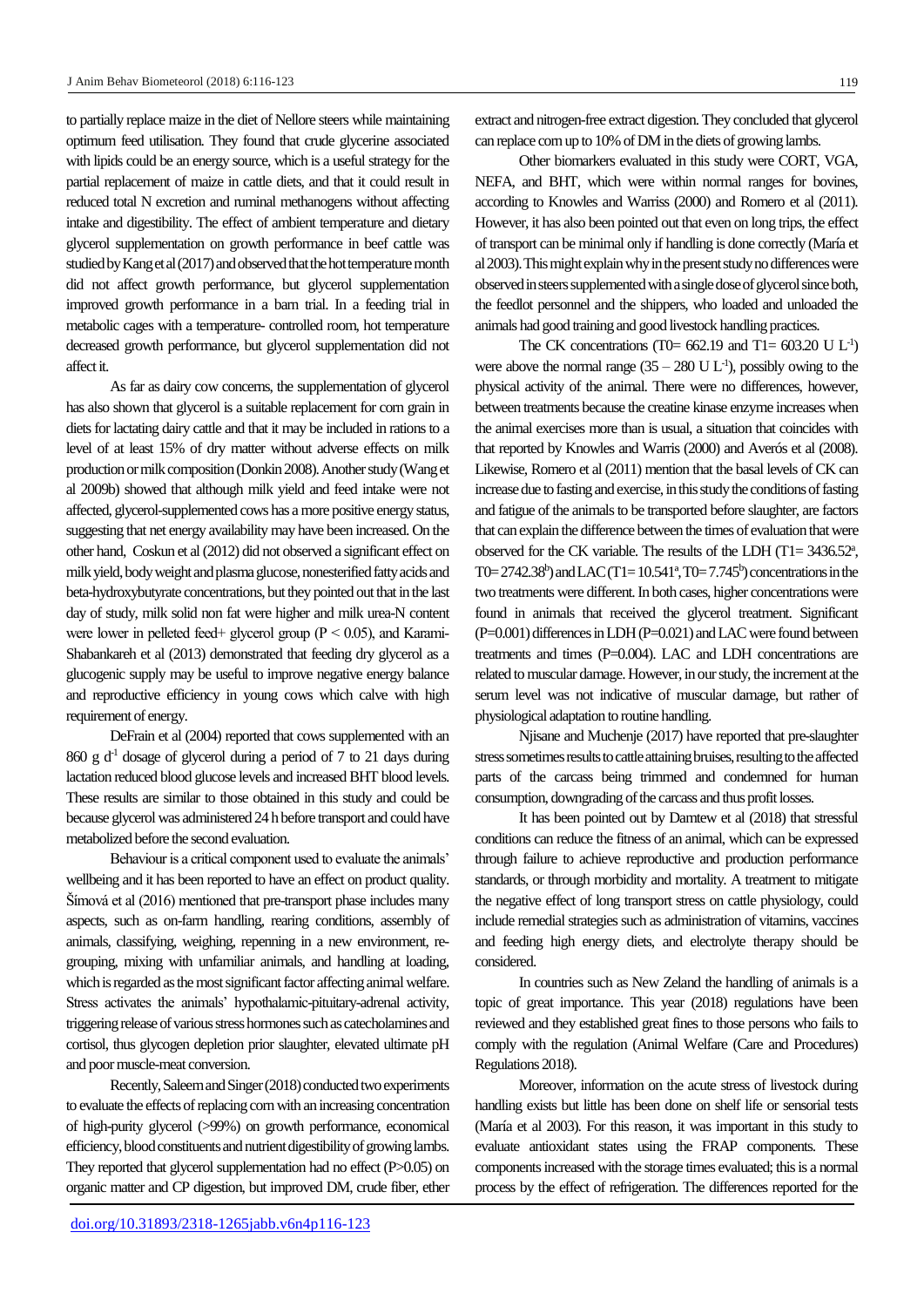to partially replace maize in the diet of Nellore steers while maintaining optimum feed utilisation. They found that crude glycerine associated with lipids could be an energy source, which is a useful strategy for the partial replacement of maize in cattle diets, and that it could result in reduced total N excretion and ruminal methanogens without affecting intake and digestibility. The effect of ambient temperature and dietary glycerol supplementation on growth performance in beef cattle was studied by Kang et al (2017) and observed that the hot temperature month did not affect growth performance, but glycerol supplementation improved growth performance in a barn trial. In a feeding trial in metabolic cages with a temperature- controlled room, hot temperature decreased growth performance, but glycerol supplementation did not affect it.

As far as dairy cow concerns, the supplementation of glycerol has also shown that glycerol is a suitable replacement for corn grain in diets for lactating dairy cattle and that it may be included in rations to a level of at least 15% of dry matter without adverse effects on milk production or milk composition (Donkin 2008). Another study (Wang et al 2009b) showed that although milk yield and feed intake were not affected, glycerol-supplemented cows has a more positive energy status, suggesting that net energy availability may have been increased. On the other hand, Coskun et al (2012) did not observed a significant effect on milk yield, body weight and plasma glucose, nonesterified fatty acids and beta-hydroxybutyrate concentrations, but they pointed out that in the last day of study, milk solid non fat were higher and milk urea-N content were lower in pelleted feed+ glycerol group ($P < 0.05$), and Karami-Shabankareh et al (2013) demonstrated that feeding dry glycerol as a glucogenic supply may be useful to improve negative energy balance and reproductive efficiency in young cows which calve with high requirement of energy.

DeFrain et al (2004) reported that cows supplemented with an 860 g $d^{-1}$ dosage of glycerol during a period of 7 to 21 days during lactation reduced blood glucose levels and increased BHT blood levels. These results are similar to those obtained in this study and could be because glycerol was administered 24 h before transport and could have metabolized before the second evaluation.

Behaviour is a critical component used to evaluate the animals' wellbeing and it has been reported to have an effect on product quality. Šímová et al (2016) mentioned that pre-transport phase includes many aspects, such as on-farm handling, rearing conditions, assembly of animals, classifying, weighing, repenning in a new environment, re-grouping, mixing with unfamiliar animals, and handling at loading, which is regarded as the most significant factor affecting animal welfare. Stress activates the animals' hypothalamic-pituitary-adrenal activity, triggering release of various stress hormones such as catecholamines and cortisol, thus glycogen depletion prior slaughter, elevated ultimate pH and poor muscle-meat conversion.

Recently, Saleem and Singer (2018) conducted two experiments to evaluate the effects of replacing corn with an increasing concentration of high-purity glycerol (>99%) on growth performance, economical efficiency, blood constituents and nutrient digestibility of growing lambs. They reported that glycerol supplementation had no effect ($P>0.05$) on organic matter and CP digestion, but improved DM, crude fiber, ether extract and nitrogen-free extract digestion. They concluded that glycerol can replace corn up to 10% of DM in the diets of growing lambs.

Other biomarkers evaluated in this study were CORT, VGA, NEFA, and BHT, which were within normal ranges for bovines, according to Knowles and Warriss (2000) and Romero et al (2011). However, it has also been pointed out that even on long trips, the effect of transport can be minimal only if handling is done correctly (María et al 2003). This might explain why in the present study no differences were observed in steers supplemented with a single dose of glycerol since both, the feedlot personnel and the shippers, who loaded and unloaded the animals had good training and good livestock handling practices.

The CK concentrations (T0= 662.19 and T1= 603.20 U $L^{-1}$) were above the normal range (35 – 280 U $L^{-1}$), possibly owing to the physical activity of the animal. There were no differences, however, between treatments because the creatine kinase enzyme increases when the animal exercises more than is usual, a situation that coincides with that reported by Knowles and Warris (2000) and Averós et al (2008). Likewise, Romero et al (2011) mention that the basal levels of CK can increase due to fasting and exercise, in this study the conditions of fasting and fatigue of the animals to be transported before slaughter, are factors that can explain the difference between the times of evaluation that were observed for the CK variable. The results of the LDH (T1= 3436.52$^{a}$, T0= 2742.38$^{b}$) and LAC (T1= 10.541$^{a}$, T0= 7.745$^{b}$) concentrations in the two treatments were different. In both cases, higher concentrations were found in animals that received the glycerol treatment. Significant ($P=0.001$) differences in LDH ($P=0.021$) and LAC were found between treatments and times ($P=0.004$). LAC and LDH concentrations are related to muscular damage. However, in our study, the increment at the serum level was not indicative of muscular damage, but rather of physiological adaptation to routine handling.

Njisane and Muchenje (2017) have reported that pre-slaughter stress sometimes results to cattle attaining bruises, resulting to the affected parts of the carcass being trimmed and condemned for human consumption, downgrading of the carcass and thus profit losses.

It has been pointed out by Damtew et al (2018) that stressful conditions can reduce the fitness of an animal, which can be expressed through failure to achieve reproductive and production performance standards, or through morbidity and mortality. A treatment to mitigate the negative effect of long transport stress on cattle physiology, could include remedial strategies such as administration of vitamins, vaccines and feeding high energy diets, and electrolyte therapy should be considered.

In countries such as New Zeland the handling of animals is a topic of great importance. This year (2018) regulations have been reviewed and they established great fines to those persons who fails to comply with the regulation (Animal Welfare (Care and Procedures) Regulations 2018).

Moreover, information on the acute stress of livestock during handling exists but little has been done on shelf life or sensorial tests (María et al 2003). For this reason, it was important in this study to evaluate antioxidant states using the FRAP components. These components increased with the storage times evaluated; this is a normal process by the effect of refrigeration. The differences reported for the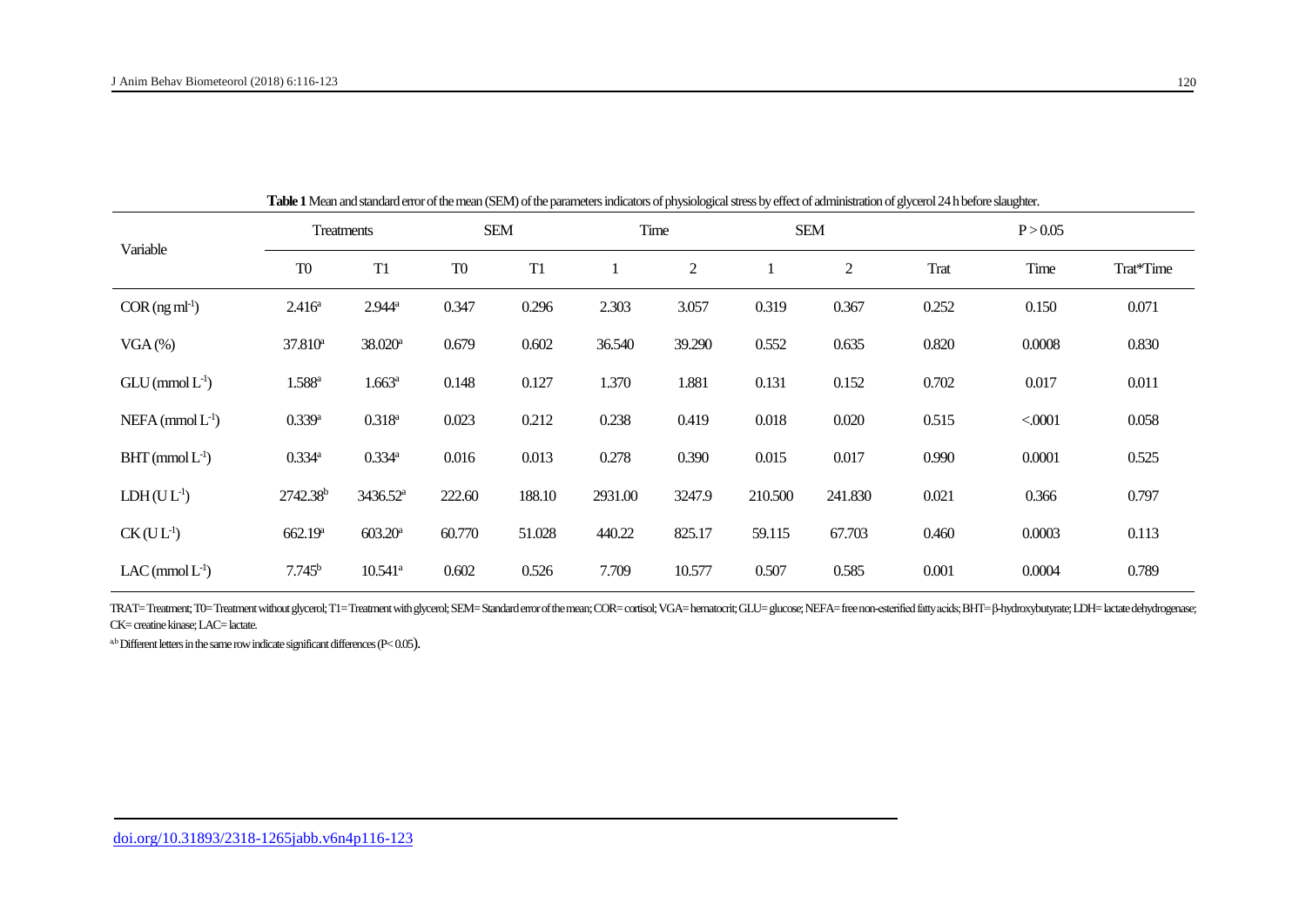**Table 1** Mean and standard error of the mean (SEM) of the parameters indicators of physiological stress by effect of administration of glycerol 24 h before slaughter.

| Variable | Treatments | | SEM | | Time | | SEM | | P > 0.05 | | |
|---|---|---|---|---|---|---|---|---|---|---|---|
| | T0 | T1 | T0 | T1 | 1 | 2 | 1 | 2 | Trat | Time | Trat*Time |
| COR (ng $ml^{-1}$) | 2.416[a] | 2.944[a] | 0.347 | 0.296 | 2.303 | 3.057 | 0.319 | 0.367 | 0.252 | 0.150 | 0.071 |
| VGA (%) | 37.810[a] | 38.020[a] | 0.679 | 0.602 | 36.540 | 39.290 | 0.552 | 0.635 | 0.820 | 0.0008 | 0.830 |
| GLU (mmol $L^{-1}$) | 1.588[a] | 1.663[a] | 0.148 | 0.127 | 1.370 | 1.881 | 0.131 | 0.152 | 0.702 | 0.017 | 0.011 |
| NEFA (mmol $L^{-1}$) | 0.339[a] | 0.318[a] | 0.023 | 0.212 | 0.238 | 0.419 | 0.018 | 0.020 | 0.515 | <.0001 | 0.058 |
| BHT (mmol $L^{-1}$) | 0.334[a] | 0.334[a] | 0.016 | 0.013 | 0.278 | 0.390 | 0.015 | 0.017 | 0.990 | 0.0001 | 0.525 |
| LDH (U $L^{-1}$) | 2742.38[b] | 3436.52[a] | 222.60 | 188.10 | 2931.00 | 3247.9 | 210.500 | 241.830 | 0.021 | 0.366 | 0.797 |
| CK (U $L^{-1}$) | 662.19[a] | 603.20[a] | 60.770 | 51.028 | 440.22 | 825.17 | 59.115 | 67.703 | 0.460 | 0.0003 | 0.113 |
| LAC (mmol $L^{-1}$) | 7.745[b] | 10.541[a] | 0.602 | 0.526 | 7.709 | 10.577 | 0.507 | 0.585 | 0.001 | 0.0004 | 0.789 |

TRAT= Treatment; T0= Treatment without glycerol; T1= Treatment with glycerol; SEM= Standard error of the mean; COR= cortisol; VGA= hematocrit; GLU= glucose; NEFA= free non-esterified fatty acids; BHT= β-hydroxybutyrate; LDH= lactate dehydrogenase; CK= creatine kinase; LAC= lactate.

[a,b] Different letters in the same row indicate significant differences ($P < 0.05$).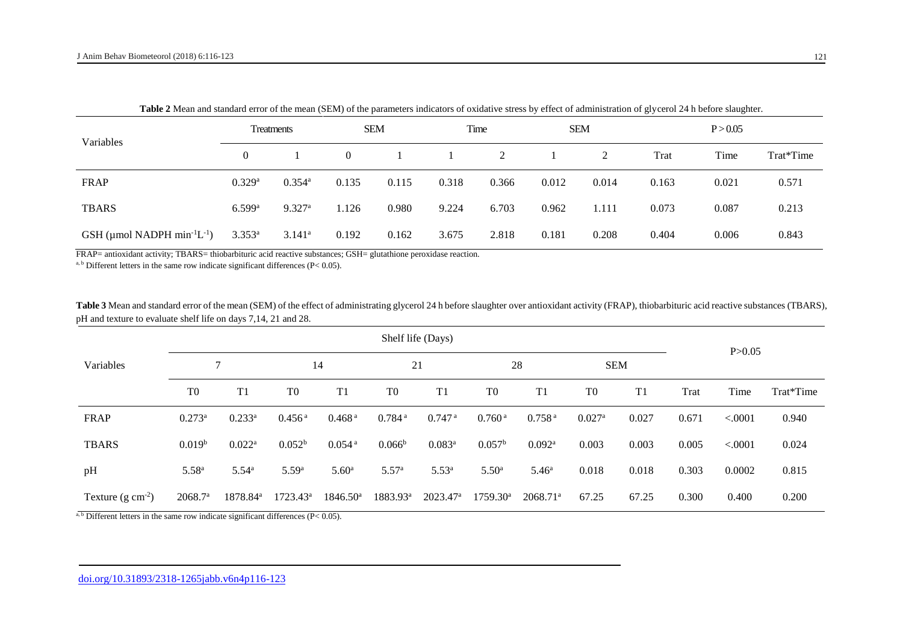**Table 2** Mean and standard error of the mean (SEM) of the parameters indicators of oxidative stress by effect of administration of glycerol 24 h before slaughter.

| Variables | Treatments | | SEM | | Time | | SEM | | P > 0.05 | | |
|---|---|---|---|---|---|---|---|---|---|---|---|
| | 0 | 1 | 0 | 1 | 1 | 2 | 1 | 2 | Trat | Time | Trat*Time |
| FRAP | 0.329[a] | 0.354[a] | 0.135 | 0.115 | 0.318 | 0.366 | 0.012 | 0.014 | 0.163 | 0.021 | 0.571 |
| TBARS | 6.599[a] | 9.327[a] | 1.126 | 0.980 | 9.224 | 6.703 | 0.962 | 1.111 | 0.073 | 0.087 | 0.213 |
| GSH (μmol NADPH $min^{-1}L^{-1}$) | 3.353[a] | 3.141[a] | 0.192 | 0.162 | 3.675 | 2.818 | 0.181 | 0.208 | 0.404 | 0.006 | 0.843 |

FRAP= antioxidant activity; TBARS= thiobarbituric acid reactive substances; GSH= glutathione peroxidase reaction.

[a, b] Different letters in the same row indicate significant differences (P< 0.05).

**Table 3** Mean and standard error of the mean (SEM) of the effect of administrating glycerol 24 h before slaughter over antioxidant activity (FRAP), thiobarbituric acid reactive substances (TBARS), pH and texture to evaluate shelf life on days 7,14, 21 and 28.

| Variables | Shelf life (Days) | | | | | | | | | | P>0.05 | | |
|---|---|---|---|---|---|---|---|---|---|---|---|---|---|
| | 7 | | 14 | | 21 | | 28 | | SEM | | | | |
| | T0 | T1 | T0 | T1 | T0 | T1 | T0 | T1 | T0 | T1 | Trat | Time | Trat*Time |
| FRAP | 0.273[a] | 0.233[a] | 0.456[a] | 0.468[a] | 0.784[a] | 0.747[a] | 0.760[a] | 0.758[a] | 0.027[a] | 0.027 | 0.671 | <.0001 | 0.940 |
| TBARS | 0.019[b] | 0.022[a] | 0.052[b] | 0.054[a] | 0.066[b] | 0.083[a] | 0.057[b] | 0.092[a] | 0.003 | 0.003 | 0.005 | <.0001 | 0.024 |
| pH | 5.58[a] | 5.54[a] | 5.59[a] | 5.60[a] | 5.57[a] | 5.53[a] | 5.50[a] | 5.46[a] | 0.018 | 0.018 | 0.303 | 0.0002 | 0.815 |
| Texture (g $cm^{-2}$) | 2068.7[a] | 1878.84[a] | 1723.43[a] | 1846.50[a] | 1883.93[a] | 2023.47[a] | 1759.30[a] | 2068.71[a] | 67.25 | 67.25 | 0.300 | 0.400 | 0.200 |

[a, b] Different letters in the same row indicate significant differences (P< 0.05).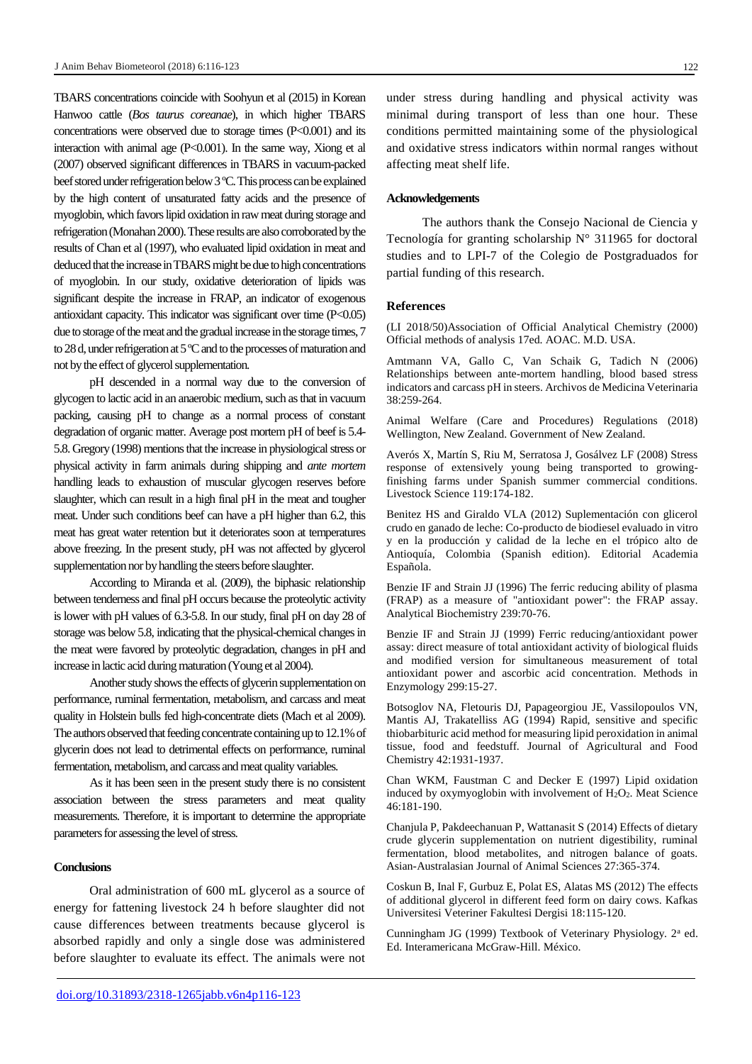TBARS concentrations coincide with Soohyun et al (2015) in Korean Hanwoo cattle (*Bos taurus coreanae*), in which higher TBARS concentrations were observed due to storage times ($P<0.001$) and its interaction with animal age ($P<0.001$). In the same way, Xiong et al (2007) observed significant differences in TBARS in vacuum-packed beef stored under refrigeration below 3 ºC. This process can be explained by the high content of unsaturated fatty acids and the presence of myoglobin, which favors lipid oxidation in raw meat during storage and refrigeration (Monahan 2000). These results are also corroborated by the results of Chan et al (1997), who evaluated lipid oxidation in meat and deduced that the increase in TBARS might be due to high concentrations of myoglobin. In our study, oxidative deterioration of lipids was significant despite the increase in FRAP, an indicator of exogenous antioxidant capacity. This indicator was significant over time ($P<0.05$) due to storage of the meat and the gradual increase in the storage times, 7 to 28 d, under refrigeration at 5 ºC and to the processes of maturation and not by the effect of glycerol supplementation.

pH descended in a normal way due to the conversion of glycogen to lactic acid in an anaerobic medium, such as that in vacuum packing, causing pH to change as a normal process of constant degradation of organic matter. Average post mortem pH of beef is 5.4-5.8. Gregory (1998) mentions that the increase in physiological stress or physical activity in farm animals during shipping and *ante mortem* handling leads to exhaustion of muscular glycogen reserves before slaughter, which can result in a high final pH in the meat and tougher meat. Under such conditions beef can have a pH higher than 6.2, this meat has great water retention but it deteriorates soon at temperatures above freezing. In the present study, pH was not affected by glycerol supplementation nor by handling the steers before slaughter.

According to Miranda et al. (2009), the biphasic relationship between tenderness and final pH occurs because the proteolytic activity is lower with pH values of 6.3-5.8. In our study, final pH on day 28 of storage was below 5.8, indicating that the physical-chemical changes in the meat were favored by proteolytic degradation, changes in pH and increase in lactic acid during maturation (Young et al 2004).

Another study shows the effects of glycerin supplementation on performance, ruminal fermentation, metabolism, and carcass and meat quality in Holstein bulls fed high-concentrate diets (Mach et al 2009). The authors observed that feeding concentrate containing up to 12.1% of glycerin does not lead to detrimental effects on performance, ruminal fermentation, metabolism, and carcass and meat quality variables.

As it has been seen in the present study there is no consistent association between the stress parameters and meat quality measurements. Therefore, it is important to determine the appropriate parameters for assessing the level of stress.

## Conclusions

Oral administration of 600 mL glycerol as a source of energy for fattening livestock 24 h before slaughter did not cause differences between treatments because glycerol is absorbed rapidly and only a single dose was administered before slaughter to evaluate its effect. The animals were not under stress during handling and physical activity was minimal during transport of less than one hour. These conditions permitted maintaining some of the physiological and oxidative stress indicators within normal ranges without affecting meat shelf life.

## Acknowledgements

The authors thank the Consejo Nacional de Ciencia y Tecnología for granting scholarship N° 311965 for doctoral studies and to LPI-7 of the Colegio de Postgraduados for partial funding of this research.

## References

(LI 2018/50)Association of Official Analytical Chemistry (2000) Official methods of analysis 17ed. AOAC. M.D. USA.

Amtmann VA, Gallo C, Van Schaik G, Tadich N (2006) Relationships between ante-mortem handling, blood based stress indicators and carcass pH in steers. Archivos de Medicina Veterinaria 38:259-264.

Animal Welfare (Care and Procedures) Regulations (2018) Wellington, New Zealand. Government of New Zealand.

Averós X, Martín S, Riu M, Serratosa J, Gosálvez LF (2008) Stress response of extensively young being transported to growing-finishing farms under Spanish summer commercial conditions. Livestock Science 119:174-182.

Benitez HS and Giraldo VLA (2012) Suplementación con glicerol crudo en ganado de leche: Co-producto de biodiesel evaluado in vitro y en la producción y calidad de la leche en el trópico alto de Antioquía, Colombia (Spanish edition). Editorial Academia Española.

Benzie IF and Strain JJ (1996) The ferric reducing ability of plasma (FRAP) as a measure of "antioxidant power": the FRAP assay. Analytical Biochemistry 239:70-76.

Benzie IF and Strain JJ (1999) Ferric reducing/antioxidant power assay: direct measure of total antioxidant activity of biological fluids and modified version for simultaneous measurement of total antioxidant power and ascorbic acid concentration. Methods in Enzymology 299:15-27.

Botsoglov NA, Fletouris DJ, Papageorgiou JE, Vassilopoulos VN, Mantis AJ, Trakatelliss AG (1994) Rapid, sensitive and specific thiobarbituric acid method for measuring lipid peroxidation in animal tissue, food and feedstuff. Journal of Agricultural and Food Chemistry 42:1931-1937.

Chan WKM, Faustman C and Decker E (1997) Lipid oxidation induced by oxymyoglobin with involvement of $H_2O_2$. Meat Science 46:181-190.

Chanjula P, Pakdeechanuan P, Wattanasit S (2014) Effects of dietary crude glycerin supplementation on nutrient digestibility, ruminal fermentation, blood metabolites, and nitrogen balance of goats. Asian-Australasian Journal of Animal Sciences 27:365-374.

Coskun B, Inal F, Gurbuz E, Polat ES, Alatas MS (2012) The effects of additional glycerol in different feed form on dairy cows. Kafkas Universitesi Veteriner Fakultesi Dergisi 18:115-120.

Cunningham JG (1999) Textbook of Veterinary Physiology. 2ª ed. Ed. Interamericana McGraw-Hill. México.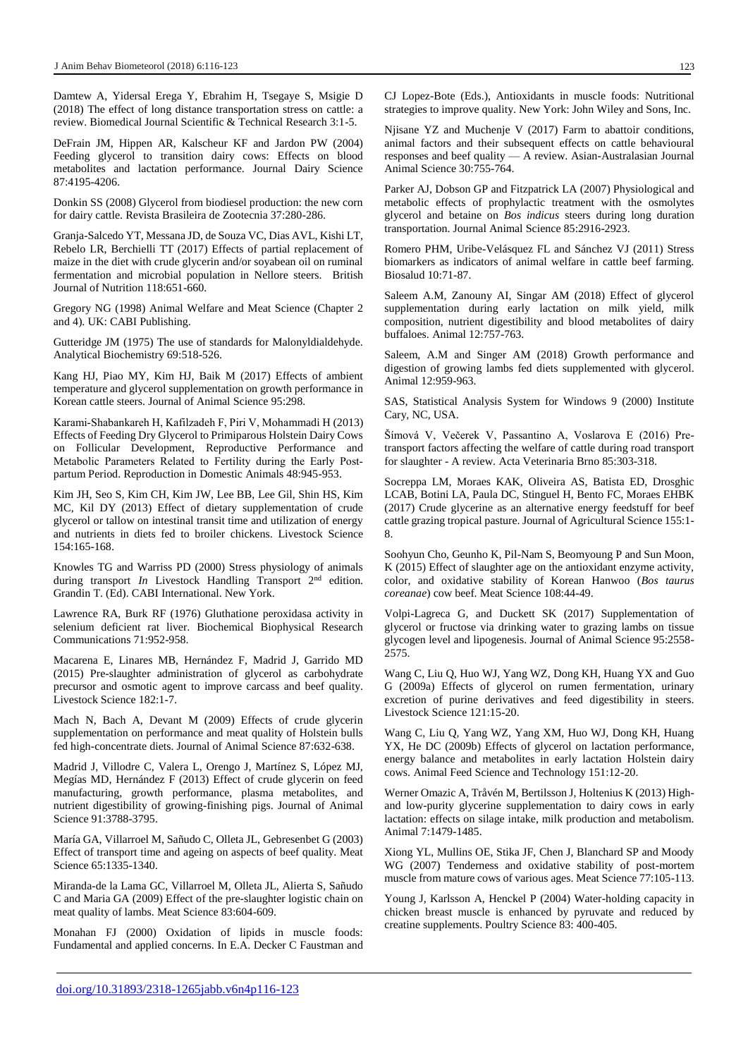Damtew A, Yidersal Erega Y, Ebrahim H, Tsegaye S, Msigie D (2018) The effect of long distance transportation stress on cattle: a review. Biomedical Journal Scientific & Technical Research 3:1-5.

DeFrain JM, Hippen AR, Kalscheur KF and Jardon PW (2004) Feeding glycerol to transition dairy cows: Effects on blood metabolites and lactation performance. Journal Dairy Science 87:4195-4206.

Donkin SS (2008) Glycerol from biodiesel production: the new corn for dairy cattle. Revista Brasileira de Zootecnia 37:280-286.

Granja-Salcedo YT, Messana JD, de Souza VC, Dias AVL, Kishi LT, Rebelo LR, Berchielli TT (2017) Effects of partial replacement of maize in the diet with crude glycerin and/or soyabean oil on ruminal fermentation and microbial population in Nellore steers. British Journal of Nutrition 118:651-660.

Gregory NG (1998) Animal Welfare and Meat Science (Chapter 2 and 4). UK: CABI Publishing.

Gutteridge JM (1975) The use of standards for Malonyldialdehyde. Analytical Biochemistry 69:518-526.

Kang HJ, Piao MY, Kim HJ, Baik M (2017) Effects of ambient temperature and glycerol supplementation on growth performance in Korean cattle steers. Journal of Animal Science 95:298.

Karami-Shabankareh H, Kafilzadeh F, Piri V, Mohammadi H (2013) Effects of Feeding Dry Glycerol to Primiparous Holstein Dairy Cows on Follicular Development, Reproductive Performance and Metabolic Parameters Related to Fertility during the Early Post-partum Period. Reproduction in Domestic Animals 48:945-953.

Kim JH, Seo S, Kim CH, Kim JW, Lee BB, Lee Gil, Shin HS, Kim MC, Kil DY (2013) Effect of dietary supplementation of crude glycerol or tallow on intestinal transit time and utilization of energy and nutrients in diets fed to broiler chickens. Livestock Science 154:165-168.

Knowles TG and Warriss PD (2000) Stress physiology of animals during transport *In* Livestock Handling Transport 2nd edition. Grandin T. (Ed). CABI International. New York.

Lawrence RA, Burk RF (1976) Gluthatione peroxidasa activity in selenium deficient rat liver. Biochemical Biophysical Research Communications 71:952-958.

Macarena E, Linares MB, Hernández F, Madrid J, Garrido MD (2015) Pre-slaughter administration of glycerol as carbohydrate precursor and osmotic agent to improve carcass and beef quality. Livestock Science 182:1-7.

Mach N, Bach A, Devant M (2009) Effects of crude glycerin supplementation on performance and meat quality of Holstein bulls fed high-concentrate diets. Journal of Animal Science 87:632-638.

Madrid J, Villodre C, Valera L, Orengo J, Martínez S, López MJ, Megías MD, Hernández F (2013) Effect of crude glycerin on feed manufacturing, growth performance, plasma metabolites, and nutrient digestibility of growing-finishing pigs. Journal of Animal Science 91:3788-3795.

María GA, Villarroel M, Sañudo C, Olleta JL, Gebresenbet G (2003) Effect of transport time and ageing on aspects of beef quality. Meat Science 65:1335-1340.

Miranda-de la Lama GC, Villarroel M, Olleta JL, Alierta S, Sañudo C and Maria GA (2009) Effect of the pre-slaughter logistic chain on meat quality of lambs. Meat Science 83:604-609.

Monahan FJ (2000) Oxidation of lipids in muscle foods: Fundamental and applied concerns. In E.A. Decker C Faustman and CJ Lopez-Bote (Eds.), Antioxidants in muscle foods: Nutritional strategies to improve quality. New York: John Wiley and Sons, Inc.

Njisane YZ and Muchenje V (2017) Farm to abattoir conditions, animal factors and their subsequent effects on cattle behavioural responses and beef quality — A review. Asian-Australasian Journal Animal Science 30:755-764.

Parker AJ, Dobson GP and Fitzpatrick LA (2007) Physiological and metabolic effects of prophylactic treatment with the osmolytes glycerol and betaine on *Bos indicus* steers during long duration transportation. Journal Animal Science 85:2916-2923.

Romero PHM, Uribe-Velásquez FL and Sánchez VJ (2011) Stress biomarkers as indicators of animal welfare in cattle beef farming. Biosalud 10:71-87.

Saleem A.M, Zanouny AI, Singar AM (2018) Effect of glycerol supplementation during early lactation on milk yield, milk composition, nutrient digestibility and blood metabolites of dairy buffaloes. Animal 12:757-763.

Saleem, A.M and Singer AM (2018) Growth performance and digestion of growing lambs fed diets supplemented with glycerol. Animal 12:959-963.

SAS, Statistical Analysis System for Windows 9 (2000) Institute Cary, NC, USA.

Šímová V, Večerek V, Passantino A, Voslarova E (2016) Pre-transport factors affecting the welfare of cattle during road transport for slaughter - A review. Acta Veterinaria Brno 85:303-318.

Socreppa LM, Moraes KAK, Oliveira AS, Batista ED, Drosghic LCAB, Botini LA, Paula DC, Stinguel H, Bento FC, Moraes EHBK (2017) Crude glycerine as an alternative energy feedstuff for beef cattle grazing tropical pasture. Journal of Agricultural Science 155:1-8.

Soohyun Cho, Geunho K, Pil-Nam S, Beomyoung P and Sun Moon, K (2015) Effect of slaughter age on the antioxidant enzyme activity, color, and oxidative stability of Korean Hanwoo (*Bos taurus coreanae*) cow beef. Meat Science 108:44-49.

Volpi-Lagreca G, and Duckett SK (2017) Supplementation of glycerol or fructose via drinking water to grazing lambs on tissue glycogen level and lipogenesis. Journal of Animal Science 95:2558-2575.

Wang C, Liu Q, Huo WJ, Yang WZ, Dong KH, Huang YX and Guo G (2009a) Effects of glycerol on rumen fermentation, urinary excretion of purine derivatives and feed digestibility in steers. Livestock Science 121:15-20.

Wang C, Liu Q, Yang WZ, Yang XM, Huo WJ, Dong KH, Huang YX, He DC (2009b) Effects of glycerol on lactation performance, energy balance and metabolites in early lactation Holstein dairy cows. Animal Feed Science and Technology 151:12-20.

Werner Omazic A, Tråvén M, Bertilsson J, Holtenius K (2013) High- and low-purity glycerine supplementation to dairy cows in early lactation: effects on silage intake, milk production and metabolism. Animal 7:1479-1485.

Xiong YL, Mullins OE, Stika JF, Chen J, Blanchard SP and Moody WG (2007) Tenderness and oxidative stability of post-mortem muscle from mature cows of various ages. Meat Science 77:105-113.

Young J, Karlsson A, Henckel P (2004) Water-holding capacity in chicken breast muscle is enhanced by pyruvate and reduced by creatine supplements. Poultry Science 83: 400-405.